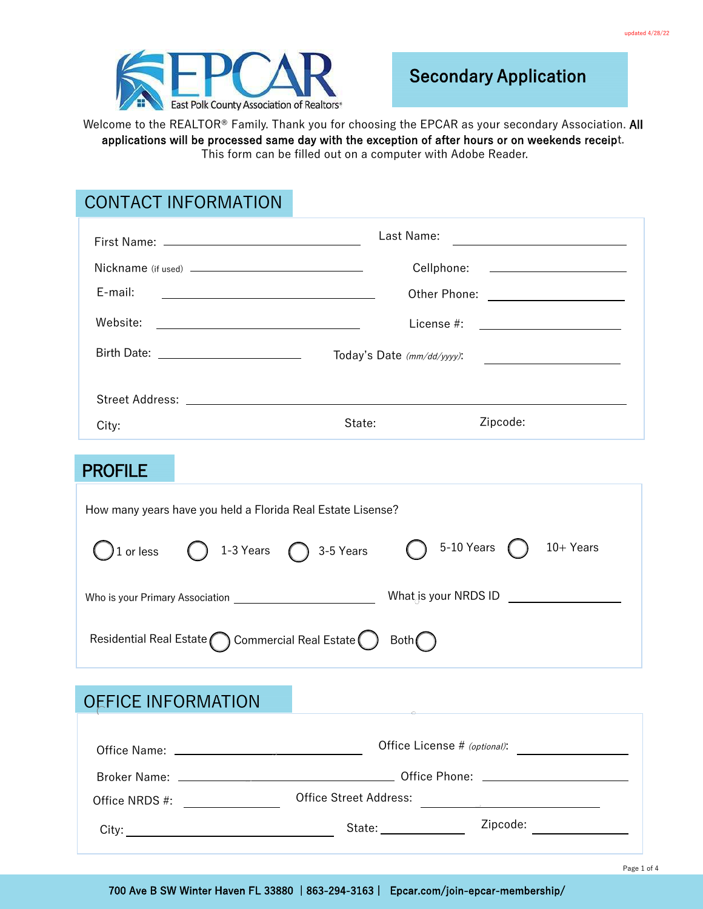updated 4/28/22

EPCAR East Polk County Association of Realtors®

# Secondary Application

Welcome to the REALTOR® Family. Thank you for choosing the EPCAR as your secondary Association. **All applications will be processed same day with the exception of after hours or on weekends receipt.** This form can be filled out on a computer with Adobe Reader.

## CONTACT INFORMATION

First Name: ______________________ Last Name: ______________________

Nickname (if used) ______________________ Cellphone: ______________________

E-mail: ______________________ Other Phone: ______________________

Website: ______________________ License #: ______________________

Birth Date: ______________________ Today's Date *(mm/dd/yyyy)*: ______________________

Street Address: ______________________

City: State: Zipcode:

## PROFILE

How many years have you held a Florida Real Estate Lisense?

◯ 1 or less ◯ 1-3 Years ◯ 3-5 Years ◯ 5-10 Years ◯ 10+ Years

Who is your Primary Association ______________________ What is your NRDS ID ______________________

Residential Real Estate ◯ Commercial Real Estate ◯ Both ◯

## OFFICE INFORMATION

Office Name: ______________________ Office License # *(optional)*: ______________________

Broker Name: ______________________ Office Phone: ______________________

Office NRDS #: ______________________ Office Street Address: ______________________

City: ______________________ State: ______________________ Zipcode: ______________________

700 Ave B SW Winter Haven FL 33880 | 863-294-3163 | Epcar.com/join-epcar-membership/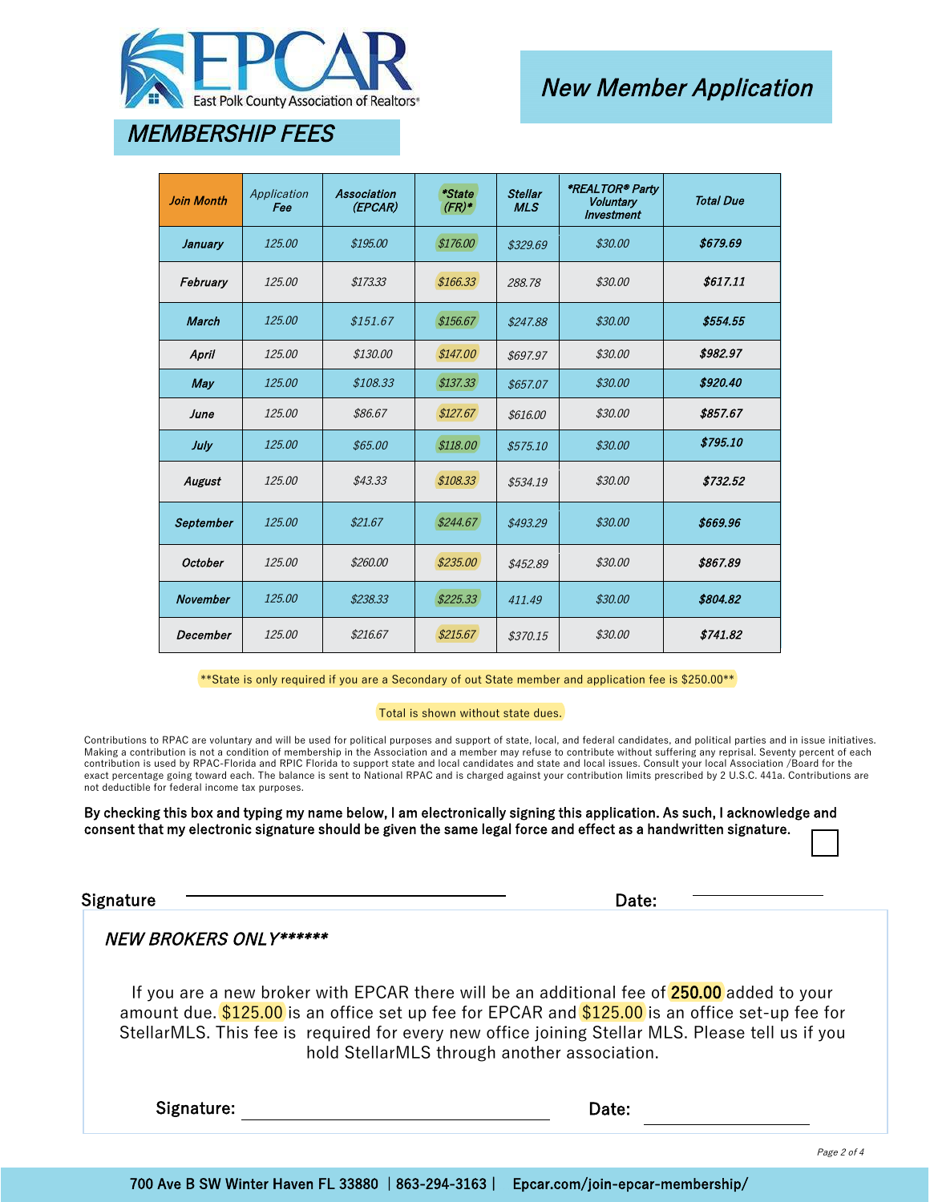# EPCAR

East Polk County Association of Realtors®

## New Member Application

## MEMBERSHIP FEES

| Join Month | Application Fee | Association (EPCAR) | *State (FR)* | Stellar MLS | *REALTOR® Party Voluntary Investment | Total Due |
|---|---|---|---|---|---|---|
| January | 125.00 | $195.00 | $176.00 | $329.69 | $30.00 | $679.69 |
| February | 125.00 | $173.33 | $166.33 | 288.78 | $30.00 | $617.11 |
| March | 125.00 | $151.67 | $156.67 | $247.88 | $30.00 | $554.55 |
| April | 125.00 | $130.00 | $147.00 | $697.97 | $30.00 | $982.97 |
| May | 125.00 | $108.33 | $137.33 | $657.07 | $30.00 | $920.40 |
| June | 125.00 | $86.67 | $127.67 | $616.00 | $30.00 | $857.67 |
| July | 125.00 | $65.00 | $118.00 | $575.10 | $30.00 | $795.10 |
| August | 125.00 | $43.33 | $108.33 | $534.19 | $30.00 | $732.52 |
| September | 125.00 | $21.67 | $244.67 | $493.29 | $30.00 | $669.96 |
| October | 125.00 | $260.00 | $235.00 | $452.89 | $30.00 | $867.89 |
| November | 125.00 | $238.33 | $225.33 | 411.49 | $30.00 | $804.82 |
| December | 125.00 | $216.67 | $215.67 | $370.15 | $30.00 | $741.82 |

**State is only required if you are a Secondary of out State member and application fee is $250.00**

Total is shown without state dues.

Contributions to RPAC are voluntary and will be used for political purposes and support of state, local, and federal candidates, and political parties and in issue initiatives. Making a contribution is not a condition of membership in the Association and a member may refuse to contribute without suffering any reprisal. Seventy percent of each contribution is used by RPAC-Florida and RPIC Florida to support state and local candidates and state and local issues. Consult your local Association /Board for the exact percentage going toward each. The balance is sent to National RPAC and is charged against your contribution limits prescribed by 2 U.S.C. 441a. Contributions are not deductible for federal income tax purposes.

**By checking this box and typing my name below, I am electronically signing this application. As such, I acknowledge and consent that my electronic signature should be given the same legal force and effect as a handwritten signature.** ☐

Signature ______________________________ Date: ______________

*NEW BROKERS ONLY******

If you are a new broker with EPCAR there will be an additional fee of **250.00** added to your amount due. $125.00 is an office set up fee for EPCAR and $125.00 is an office set-up fee for StellarMLS. This fee is required for every new office joining Stellar MLS. Please tell us if you hold StellarMLS through another association.

**Signature:** ______________________________ **Date:** ______________

**700 Ave B SW Winter Haven FL 33880 | 863-294-3163 | Epcar.com/join-epcar-membership/**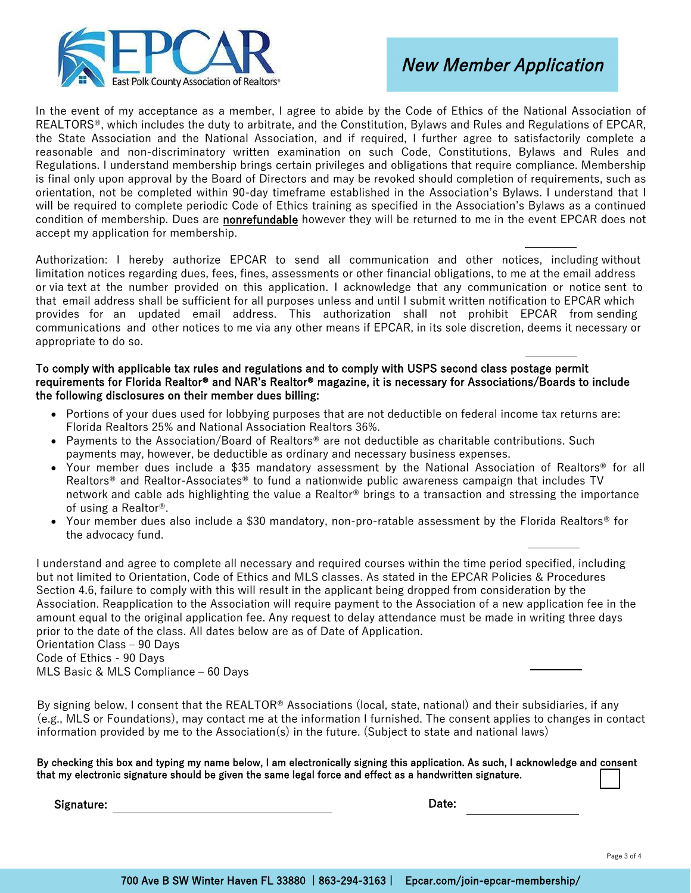# New Member Application

In the event of my acceptance as a member, I agree to abide by the Code of Ethics of the National Association of REALTORS®, which includes the duty to arbitrate, and the Constitution, Bylaws and Rules and Regulations of EPCAR, the State Association and the National Association, and if required, I further agree to satisfactorily complete a reasonable and non-discriminatory written examination on such Code, Constitutions, Bylaws and Rules and Regulations. I understand membership brings certain privileges and obligations that require compliance. Membership is final only upon approval by the Board of Directors and may be revoked should completion of requirements, such as orientation, not be completed within 90-day timeframe established in the Association's Bylaws. I understand that I will be required to complete periodic Code of Ethics training as specified in the Association's Bylaws as a continued condition of membership. Dues are **nonrefundable** however they will be returned to me in the event EPCAR does not accept my application for membership.

_________

Authorization: I hereby authorize EPCAR to send all communication and other notices, including without limitation notices regarding dues, fees, fines, assessments or other financial obligations, to me at the email address or via text at the number provided on this application. I acknowledge that any communication or notice sent to that email address shall be sufficient for all purposes unless and until I submit written notification to EPCAR which provides for an updated email address. This authorization shall not prohibit EPCAR from sending communications and other notices to me via any other means if EPCAR, in its sole discretion, deems it necessary or appropriate to do so.

_________

**To comply with applicable tax rules and regulations and to comply with USPS second class postage permit requirements for Florida Realtor® and NAR's Realtor® magazine, it is necessary for Associations/Boards to include the following disclosures on their member dues billing:**

- Portions of your dues used for lobbying purposes that are not deductible on federal income tax returns are: Florida Realtors 25% and National Association Realtors 36%.
- Payments to the Association/Board of Realtors® are not deductible as charitable contributions. Such payments may, however, be deductible as ordinary and necessary business expenses.
- Your member dues include a $35 mandatory assessment by the National Association of Realtors® for all Realtors® and Realtor-Associates® to fund a nationwide public awareness campaign that includes TV network and cable ads highlighting the value a Realtor® brings to a transaction and stressing the importance of using a Realtor®.
- Your member dues also include a $30 mandatory, non-pro-ratable assessment by the Florida Realtors® for the advocacy fund.

_________

I understand and agree to complete all necessary and required courses within the time period specified, including but not limited to Orientation, Code of Ethics and MLS classes. As stated in the EPCAR Policies & Procedures Section 4.6, failure to comply with this will result in the applicant being dropped from consideration by the Association. Reapplication to the Association will require payment to the Association of a new application fee in the amount equal to the original application fee. Any request to delay attendance must be made in writing three days prior to the date of the class. All dates below are as of Date of Application.
Orientation Class – 90 Days
Code of Ethics - 90 Days
MLS Basic & MLS Compliance – 60 Days

_________

By signing below, I consent that the REALTOR® Associations (local, state, national) and their subsidiaries, if any (e.g., MLS or Foundations), may contact me at the information I furnished. The consent applies to changes in contact information provided by me to the Association(s) in the future. (Subject to state and national laws)

**By checking this box and typing my name below, I am electronically signing this application. As such, I acknowledge and consent that my electronic signature should be given the same legal force and effect as a handwritten signature.** ☐

**Signature:** ______________________________ **Date:** ________________

700 Ave B SW Winter Haven FL 33880 | 863-294-3163 | Epcar.com/join-epcar-membership/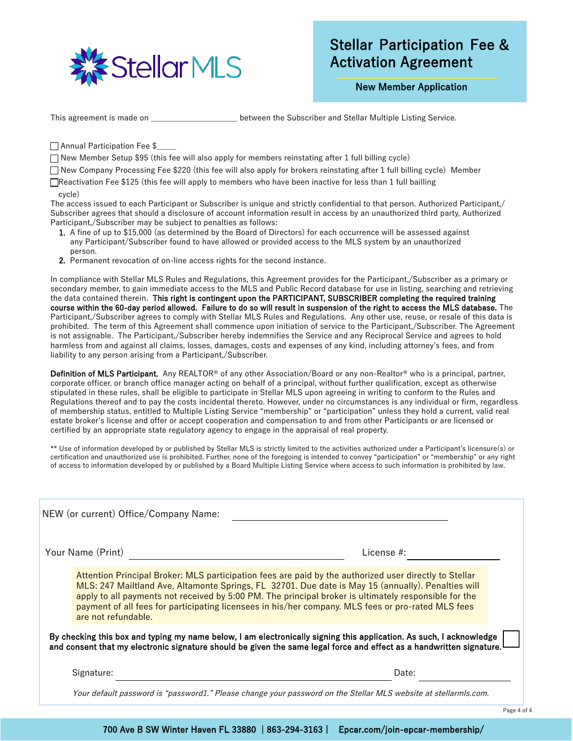Stellar MLS

# Stellar Participation Fee & Activation Agreement

**New Member Application**

This agreement is made on ____________________ between the Subscriber and Stellar Multiple Listing Service.

- ☐ Annual Participation Fee $_____
- ☐ New Member Setup $95 (this fee will also apply for members reinstating after 1 full billing cycle)
- ☐ New Company Processing Fee $220 (this fee will also apply for brokers reinstating after 1 full billing cycle) Member
- ☐ Reactivation Fee $125 (this fee will apply to members who have been inactive for less than 1 full bailling cycle)

The access issued to each Participant or Subscriber is unique and strictly confidential to that person. Authorized Participant,/ Subscriber agrees that should a disclosure of account information result in access by an unauthorized third party, Authorized Participant,/Subscriber may be subject to penalties as follows:

1. A fine of up to $15,000 (as determined by the Board of Directors) for each occurrence will be assessed against any Participant/Subscriber found to have allowed or provided access to the MLS system by an unauthorized person.
2. Permanent revocation of on-line access rights for the second instance.

In compliance with Stellar MLS Rules and Regulations, this Agreement provides for the Participant,/Subscriber as a primary or secondary member, to gain immediate access to the MLS and Public Record database for use in listing, searching and retrieving the data contained therein. **This right is contingent upon the PARTICIPANT, SUBSCRIBER completing the required training course within the 60-day period allowed. Failure to do so will result in suspension of the right to access the MLS database.** The Participant,/Subscriber agrees to comply with Stellar MLS Rules and Regulations. Any other use, reuse, or resale of this data is prohibited. The term of this Agreement shall commence upon initiation of service to the Participant,/Subscriber. The Agreement is not assignable. The Participant,/Subscriber hereby indemnifies the Service and any Reciprocal Service and agrees to hold harmless from and against all claims, losses, damages, costs and expenses of any kind, including attorney's fees, and from liability to any person arising from a Participant,/Subscriber.

**Definition of MLS Participant.** Any REALTOR® of any other Association/Board or any non-Realtor® who is a principal, partner, corporate officer, or branch office manager acting on behalf of a principal, without further qualification, except as otherwise stipulated in these rules, shall be eligible to participate in Stellar MLS upon agreeing in writing to conform to the Rules and Regulations thereof and to pay the costs incidental thereto. However, under no circumstances is any individual or firm, regardless of membership status, entitled to Multiple Listing Service "membership" or "participation" unless they hold a current, valid real estate broker's license and offer or accept cooperation and compensation to and from other Participants or are licensed or certified by an appropriate state regulatory agency to engage in the appraisal of real property.

** Use of information developed by or published by Stellar MLS is strictly limited to the activities authorized under a Participant's licensure(s) or certification and unauthorized use is prohibited. Further, none of the foregoing is intended to convey "participation" or "membership" or any right of access to information developed by or published by a Board Multiple Listing Service where access to such information is prohibited by law.

NEW (or current) Office/Company Name: ______________________________

Your Name (Print) ______________________________ License #: ______________

Attention Principal Broker: MLS participation fees are paid by the authorized user directly to Stellar MLS: 247 Mailtland Ave, Altamonte Springs, FL 32701. Due date is May 15 (annually). Penalties will apply to all payments not received by 5:00 PM. The principal broker is ultimately responsible for the payment of all fees for participating licensees in his/her company. MLS fees or pro-rated MLS fees are not refundable.

**By checking this box and typing my name below, I am electronically signing this application. As such, I acknowledge and consent that my electronic signature should be given the same legal force and effect as a handwritten signature.** ☐

Signature: ______________________________ Date: ______________

*Your default password is "password1." Please change your password on the Stellar MLS website at stellarmls.com.*

700 Ave B SW Winter Haven FL 33880 | 863-294-3163 | Epcar.com/join-epcar-membership/